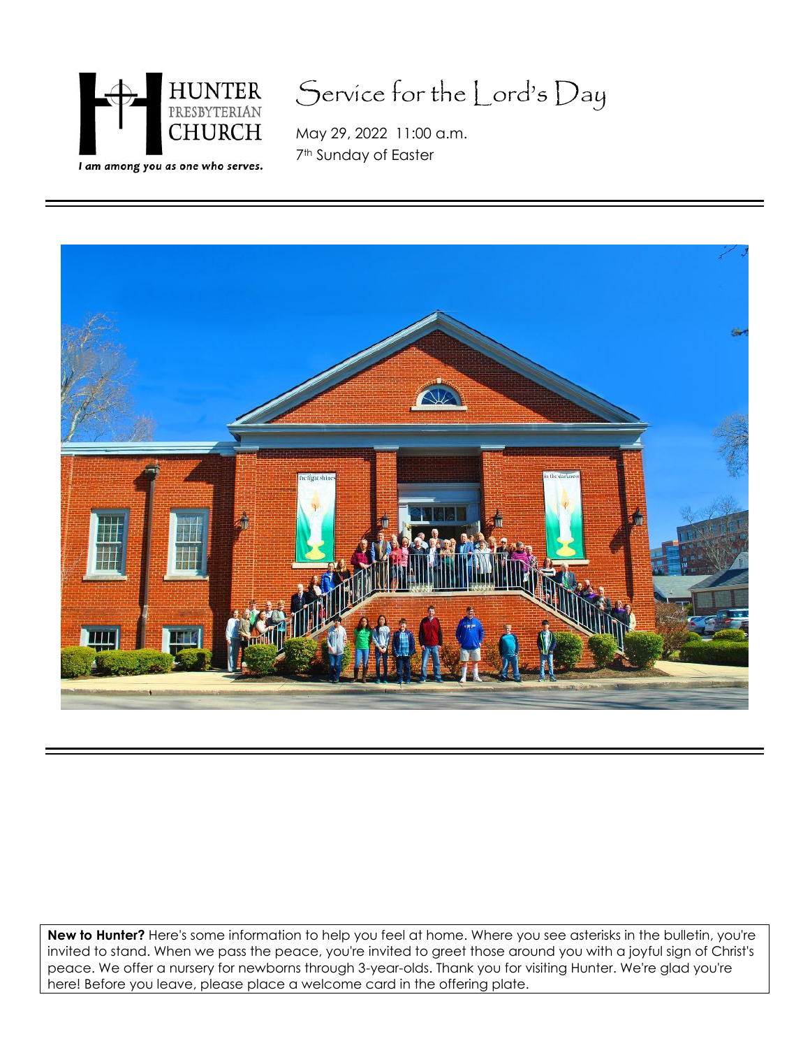HUNTER PRESBYTERIAN CHURCH

*I am among you as one who serves.*

# Service for the Lord's Day

May 29, 2022 11:00 a.m.
7th Sunday of Easter

**New to Hunter?** Here's some information to help you feel at home. Where you see asterisks in the bulletin, you're invited to stand. When we pass the peace, you're invited to greet those around you with a joyful sign of Christ's peace. We offer a nursery for newborns through 3-year-olds. Thank you for visiting Hunter. We're glad you're here! Before you leave, please place a welcome card in the offering plate.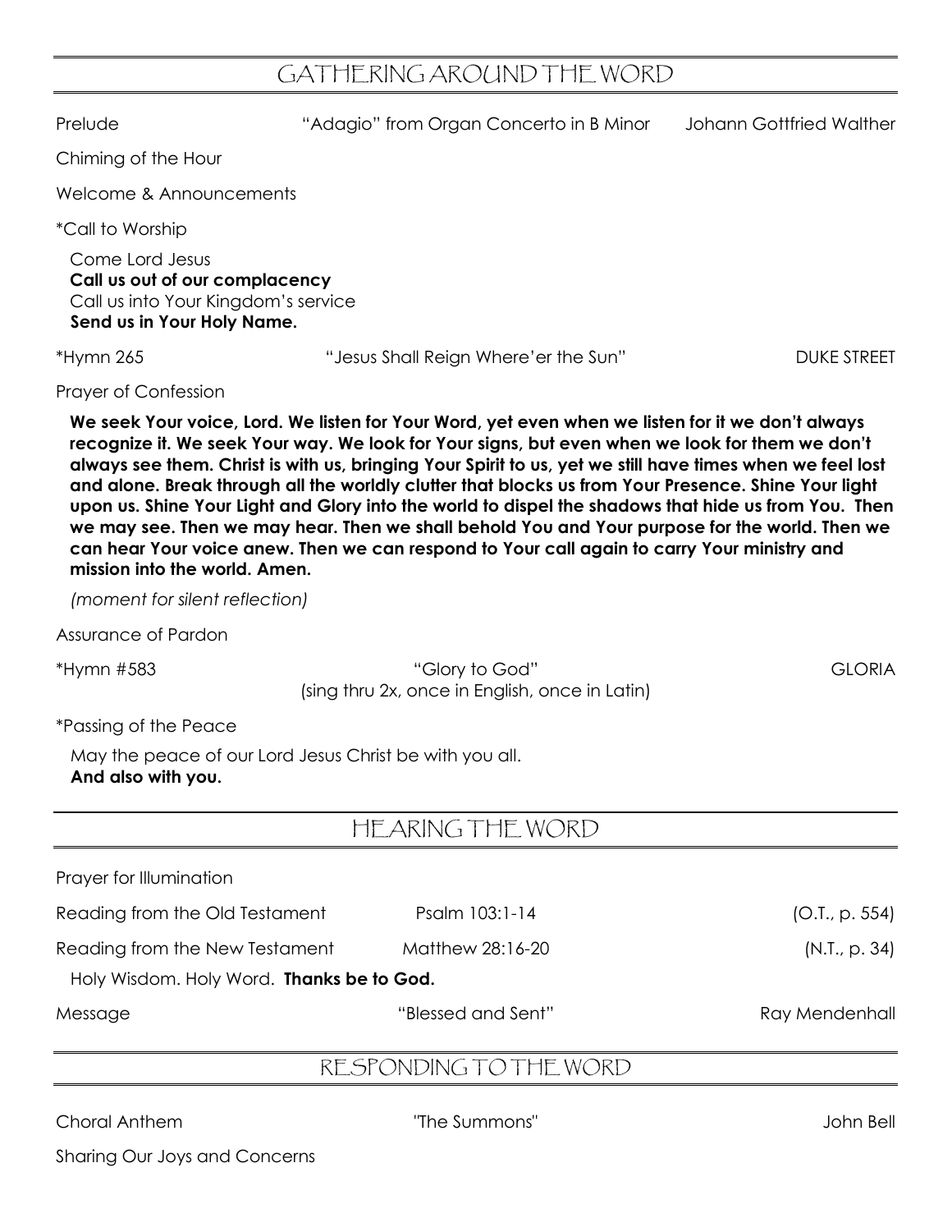## GATHERING AROUND THE WORD

Prelude "Adagio" from Organ Concerto in B Minor Johann Gottfried Walther

Chiming of the Hour

Welcome & Announcements

*Call to Worship

Come Lord Jesus
**Call us out of our complacency**
Call us into Your Kingdom's service
**Send us in Your Holy Name.**

*Hymn 265 "Jesus Shall Reign Where'er the Sun" DUKE STREET

Prayer of Confession

**We seek Your voice, Lord. We listen for Your Word, yet even when we listen for it we don't always recognize it. We seek Your way. We look for Your signs, but even when we look for them we don't always see them. Christ is with us, bringing Your Spirit to us, yet we still have times when we feel lost and alone. Break through all the worldly clutter that blocks us from Your Presence. Shine Your light upon us. Shine Your Light and Glory into the world to dispel the shadows that hide us from You. Then we may see. Then we may hear. Then we shall behold You and Your purpose for the world. Then we can hear Your voice anew. Then we can respond to Your call again to carry Your ministry and mission into the world. Amen.**

*(moment for silent reflection)*

Assurance of Pardon

*Hymn #583 "Glory to God" GLORIA
(sing thru 2x, once in English, once in Latin)

*Passing of the Peace

May the peace of our Lord Jesus Christ be with you all.
**And also with you.**

## HEARING THE WORD

Prayer for Illumination

Reading from the Old Testament Psalm 103:1-14 (O.T., p. 554)

Reading from the New Testament Matthew 28:16-20 (N.T., p. 34)

Holy Wisdom. Holy Word. **Thanks be to God.**

Message "Blessed and Sent" Ray Mendenhall

## RESPONDING TO THE WORD

Choral Anthem "The Summons" John Bell

Sharing Our Joys and Concerns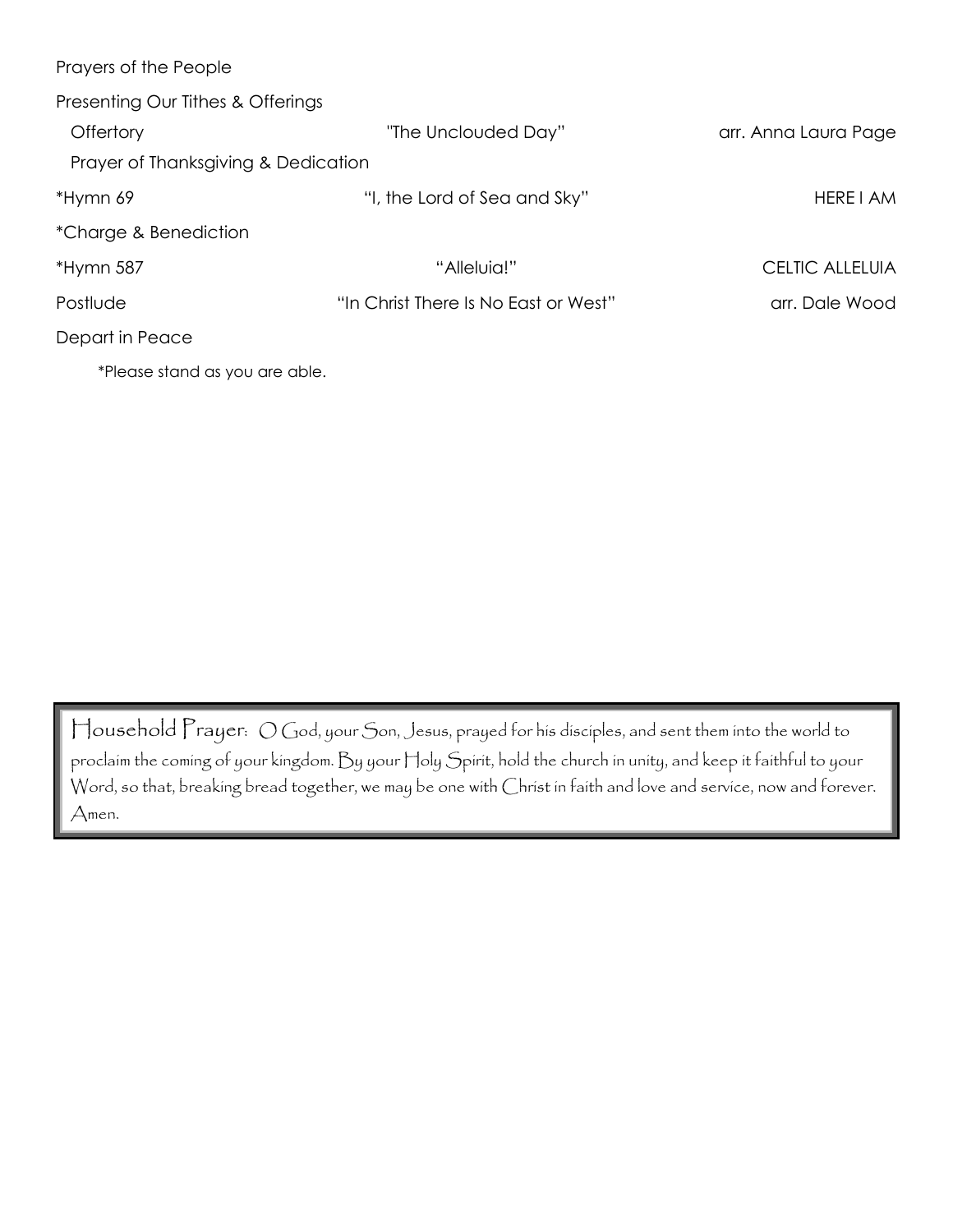Prayers of the People

Presenting Our Tithes & Offerings

| | | |
|---|---|---|
| Offertory | "The Unclouded Day" | arr. Anna Laura Page |
| Prayer of Thanksgiving & Dedication | | |
| *Hymn 69 | "I, the Lord of Sea and Sky" | HERE I AM |
| *Charge & Benediction | | |
| *Hymn 587 | "Alleluia!" | CELTIC ALLELUIA |
| Postlude | "In Christ There Is No East or West" | arr. Dale Wood |

Depart in Peace

*Please stand as you are able.

Household Prayer: O God, your Son, Jesus, prayed for his disciples, and sent them into the world to proclaim the coming of your kingdom. By your Holy Spirit, hold the church in unity, and keep it faithful to your Word, so that, breaking bread together, we may be one with Christ in faith and love and service, now and forever. Amen.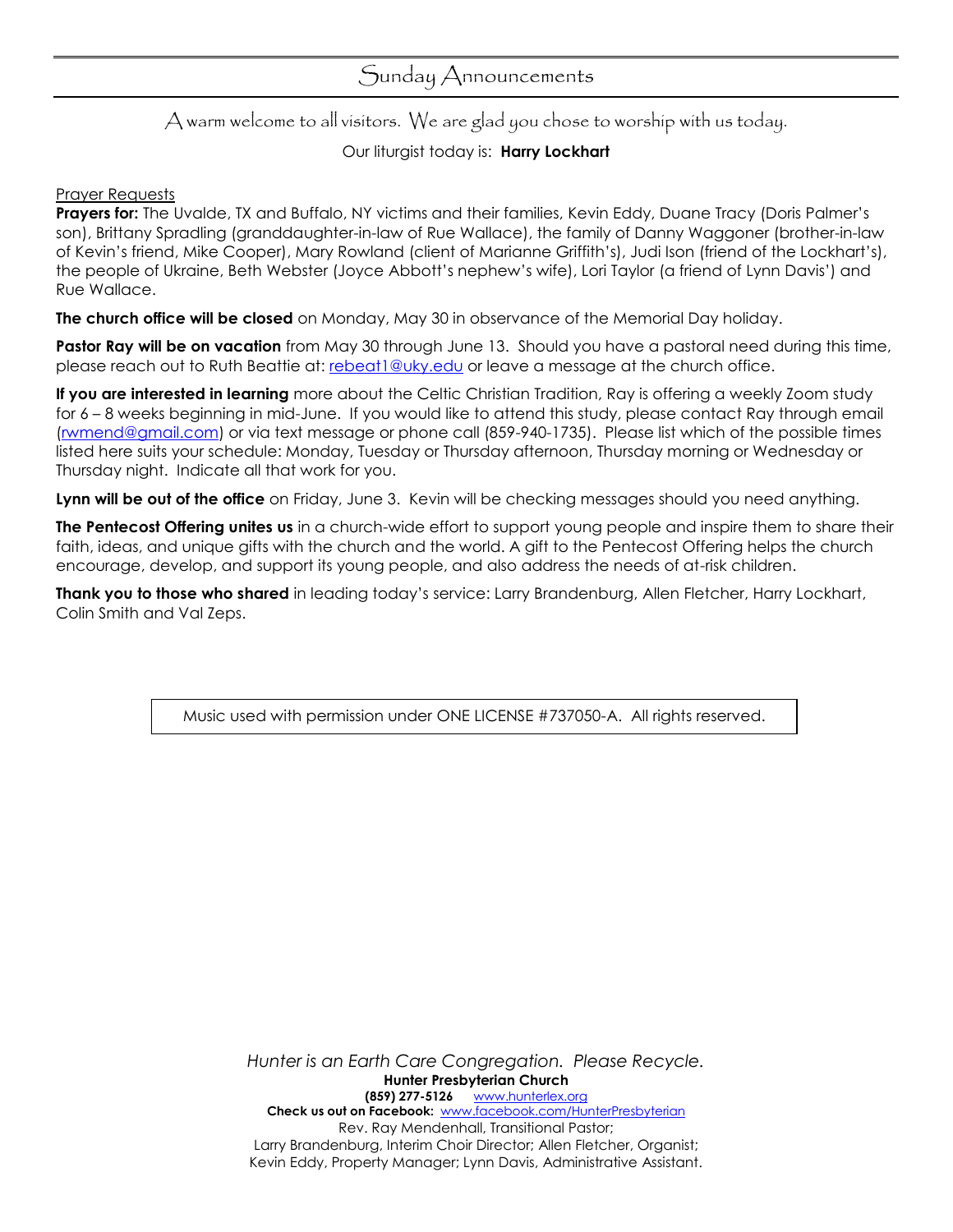# Sunday Announcements

A warm welcome to all visitors. We are glad you chose to worship with us today.

Our liturgist today is: **Harry Lockhart**

Prayer Requests

**Prayers for:** The Uvalde, TX and Buffalo, NY victims and their families, Kevin Eddy, Duane Tracy (Doris Palmer's son), Brittany Spradling (granddaughter-in-law of Rue Wallace), the family of Danny Waggoner (brother-in-law of Kevin's friend, Mike Cooper), Mary Rowland (client of Marianne Griffith's), Judi Ison (friend of the Lockhart's), the people of Ukraine, Beth Webster (Joyce Abbott's nephew's wife), Lori Taylor (a friend of Lynn Davis') and Rue Wallace.

**The church office will be closed** on Monday, May 30 in observance of the Memorial Day holiday.

**Pastor Ray will be on vacation** from May 30 through June 13. Should you have a pastoral need during this time, please reach out to Ruth Beattie at: rebeat1@uky.edu or leave a message at the church office.

**If you are interested in learning** more about the Celtic Christian Tradition, Ray is offering a weekly Zoom study for 6 – 8 weeks beginning in mid-June. If you would like to attend this study, please contact Ray through email (rwmend@gmail.com) or via text message or phone call (859-940-1735). Please list which of the possible times listed here suits your schedule: Monday, Tuesday or Thursday afternoon, Thursday morning or Wednesday or Thursday night. Indicate all that work for you.

**Lynn will be out of the office** on Friday, June 3. Kevin will be checking messages should you need anything.

**The Pentecost Offering unites us** in a church-wide effort to support young people and inspire them to share their faith, ideas, and unique gifts with the church and the world. A gift to the Pentecost Offering helps the church encourage, develop, and support its young people, and also address the needs of at-risk children.

**Thank you to those who shared** in leading today's service: Larry Brandenburg, Allen Fletcher, Harry Lockhart, Colin Smith and Val Zeps.

Music used with permission under ONE LICENSE #737050-A. All rights reserved.

*Hunter is an Earth Care Congregation. Please Recycle.*

**Hunter Presbyterian Church**

**(859) 277-5126** www.hunterlex.org

**Check us out on Facebook:** www.facebook.com/HunterPresbyterian

Rev. Ray Mendenhall, Transitional Pastor;

Larry Brandenburg, Interim Choir Director; Allen Fletcher, Organist;

Kevin Eddy, Property Manager; Lynn Davis, Administrative Assistant.